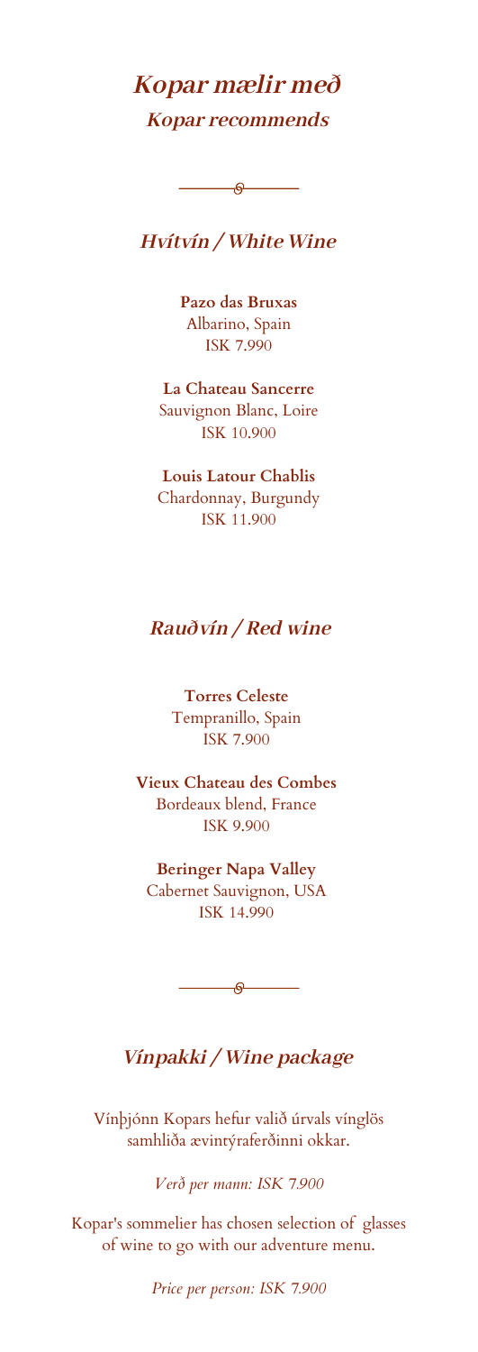# *Kopar mælir með*

## *Kopar recommends*

---

### *Hvítvín / White Wine*

**Pazo das Bruxas**
Albarino, Spain
ISK 7.990

**La Chateau Sancerre**
Sauvignon Blanc, Loire
ISK 10.900

**Louis Latour Chablis**
Chardonnay, Burgundy
ISK 11.900

### *Rauðvín / Red wine*

**Torres Celeste**
Tempranillo, Spain
ISK 7.900

**Vieux Chateau des Combes**
Bordeaux blend, France
ISK 9.900

**Beringer Napa Valley**
Cabernet Sauvignon, USA
ISK 14.990

---

### *Vínpakki / Wine package*

Vínþjónn Kopars hefur valið úrvals vínglös samhliða ævintýraferðinni okkar.

*Verð per mann: ISK 7.900*

Kopar's sommelier has chosen selection of glasses of wine to go with our adventure menu.

*Price per person: ISK 7.900*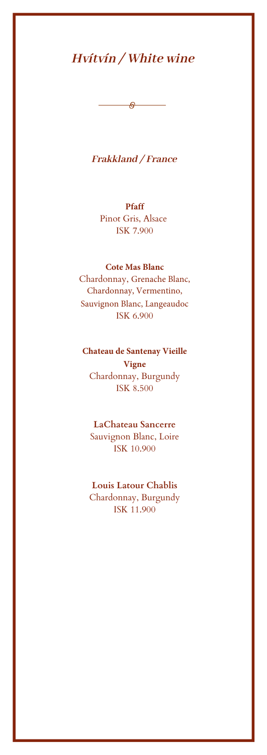# *Hvítvín / White wine*

## *Frakkland / France*

**Pfaff**
Pinot Gris, Alsace
ISK 7.900

**Cote Mas Blanc**
Chardonnay, Grenache Blanc, Chardonnay, Vermentino, Sauvignon Blanc, Langeaudoc
ISK 6.900

**Chateau de Santenay Vieille Vigne**
Chardonnay, Burgundy
ISK 8.500

**LaChateau Sancerre**
Sauvignon Blanc, Loire
ISK 10.900

**Louis Latour Chablis**
Chardonnay, Burgundy
ISK 11.900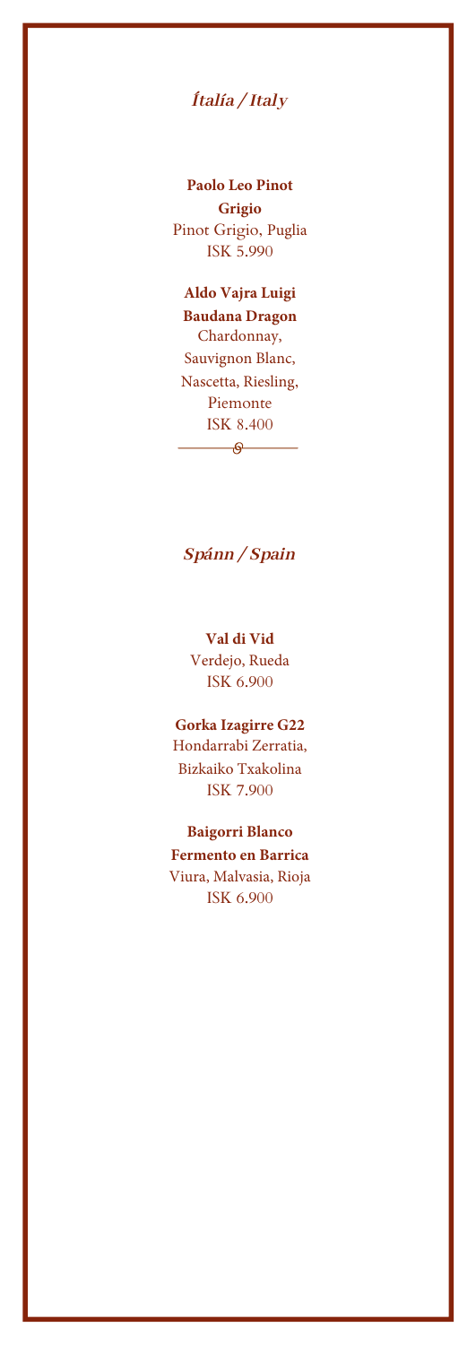## *Ítalía / Italy*

**Paolo Leo Pinot Grigio**
Pinot Grigio, Puglia
ISK 5.990

**Aldo Vajra Luigi Baudana Dragon**
Chardonnay, Sauvignon Blanc, Nascetta, Riesling, Piemonte
ISK 8.400

## *Spánn / Spain*

**Val di Vid**
Verdejo, Rueda
ISK 6.900

**Gorka Izagirre G22**
Hondarrabi Zerratia, Bizkaiko Txakolina
ISK 7.900

**Baigorri Blanco Fermento en Barrica**
Viura, Malvasia, Rioja
ISK 6.900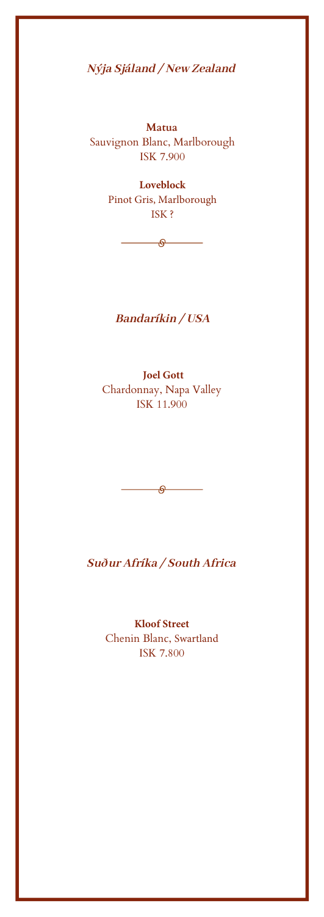## *Nýja Sjáland / New Zealand*

**Matua**
Sauvignon Blanc, Marlborough
ISK 7.900

**Loveblock**
Pinot Gris, Marlborough
ISK ?

---

## *Bandaríkin / USA*

**Joel Gott**
Chardonnay, Napa Valley
ISK 11.900

---

## *Suður Afríka / South Africa*

**Kloof Street**
Chenin Blanc, Swartland
ISK 7.800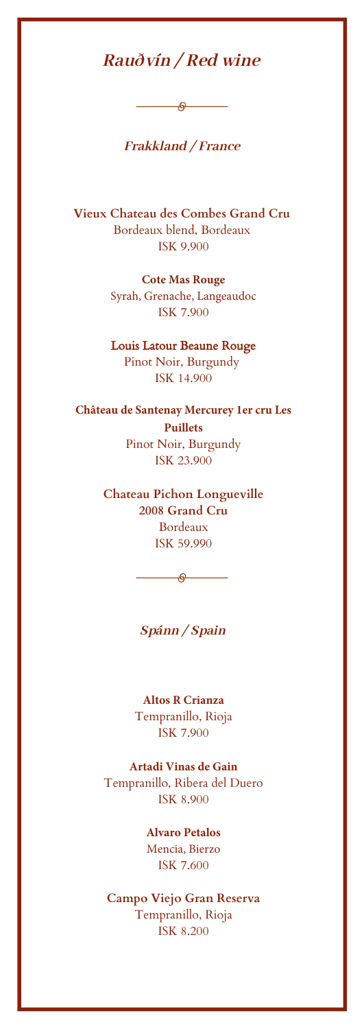# *Rauðvín / Red wine*

## *Frakkland / France*

**Vieux Chateau des Combes Grand Cru**
Bordeaux blend, Bordeaux
ISK 9.900

**Cote Mas Rouge**
Syrah, Grenache, Langeaudoc
ISK 7.900

**Louis Latour Beaune Rouge**
Pinot Noir, Burgundy
ISK 14.900

**Château de Santenay Mercurey 1er cru Les Puillets**
Pinot Noir, Burgundy
ISK 23.900

**Chateau Pichon Longueville 2008 Grand Cru**
Bordeaux
ISK 59.990

## *Spánn / Spain*

**Altos R Crianza**
Tempranillo, Rioja
ISK 7.900

**Artadi Vinas de Gain**
Tempranillo, Ribera del Duero
ISK 8.900

**Alvaro Petalos**
Mencia, Bierzo
ISK 7.600

**Campo Viejo Gran Reserva**
Tempranillo, Rioja
ISK 8.200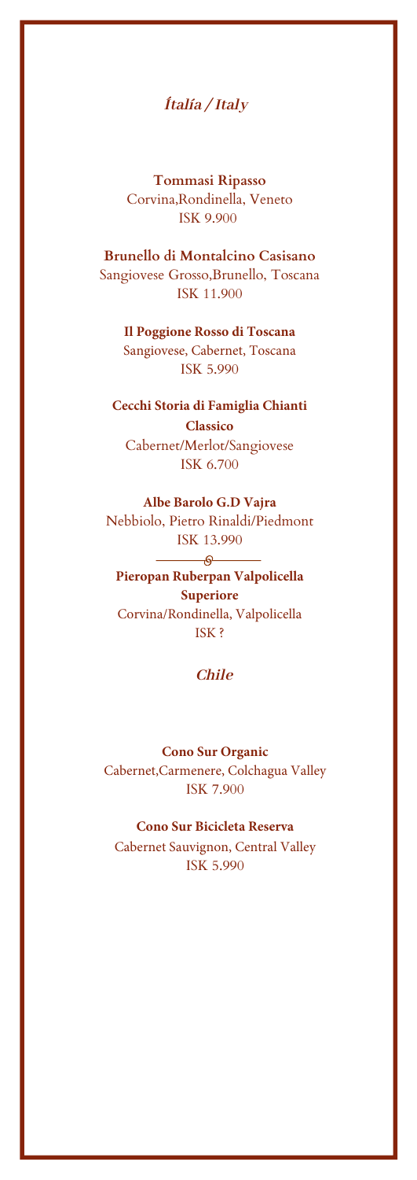## *Ítalía / Italy*

**Tommasi Ripasso**
Corvina,Rondinella, Veneto
ISK 9.900

**Brunello di Montalcino Casisano**
Sangiovese Grosso,Brunello, Toscana
ISK 11.900

**Il Poggione Rosso di Toscana**
Sangiovese, Cabernet, Toscana
ISK 5.990

**Cecchi Storia di Famiglia Chianti Classico**
Cabernet/Merlot/Sangiovese
ISK 6.700

**Albe Barolo G.D Vajra**
Nebbiolo, Pietro Rinaldi/Piedmont
ISK 13.990

**Pieropan Ruberpan Valpolicella Superiore**
Corvina/Rondinella, Valpolicella
ISK ?

## *Chile*

**Cono Sur Organic**
Cabernet,Carmenere, Colchagua Valley
ISK 7.900

**Cono Sur Bicicleta Reserva**
Cabernet Sauvignon, Central Valley
ISK 5.990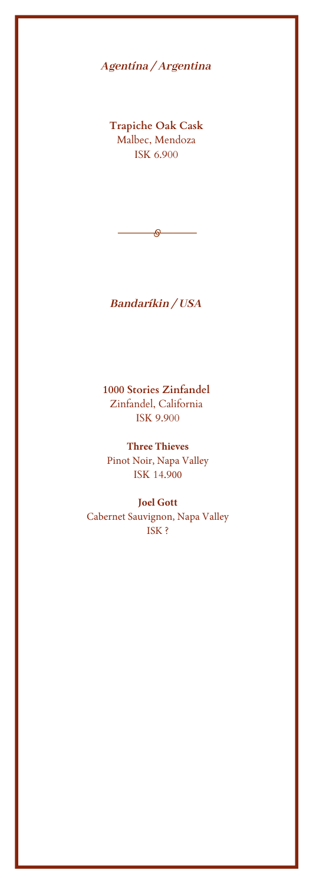## *Agentína / Argentina*

**Trapiche Oak Cask**
Malbec, Mendoza
ISK 6.900

---

## *Bandaríkin / USA*

**1000 Stories Zinfandel**
Zinfandel, California
ISK 9.900

**Three Thieves**
Pinot Noir, Napa Valley
ISK 14.900

**Joel Gott**
Cabernet Sauvignon, Napa Valley
ISK ?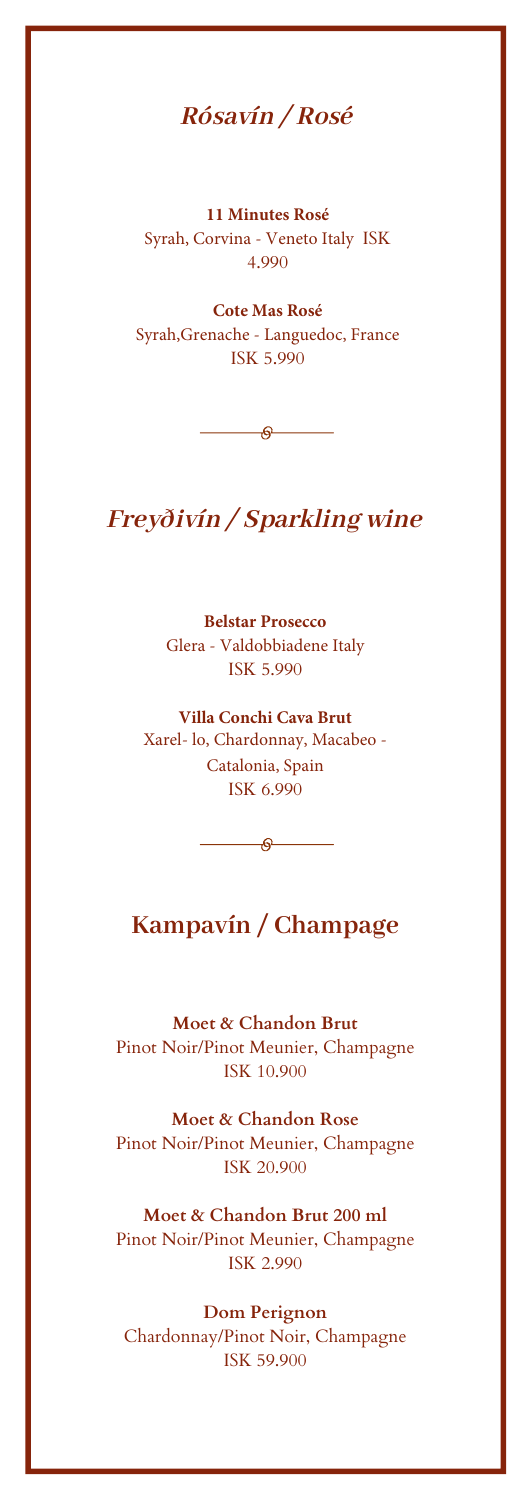## *Rósavín / Rosé*

**11 Minutes Rosé**
Syrah, Corvina - Veneto Italy ISK 4.990

**Cote Mas Rosé**
Syrah,Grenache - Languedoc, France
ISK 5.990

## *Freyðivín / Sparkling wine*

**Belstar Prosecco**
Glera - Valdobbiadene Italy
ISK 5.990

**Villa Conchi Cava Brut**
Xarel- lo, Chardonnay, Macabeo - Catalonia, Spain
ISK 6.990

## Kampavín / Champage

**Moet & Chandon Brut**
Pinot Noir/Pinot Meunier, Champagne
ISK 10.900

**Moet & Chandon Rose**
Pinot Noir/Pinot Meunier, Champagne
ISK 20.900

**Moet & Chandon Brut 200 ml**
Pinot Noir/Pinot Meunier, Champagne
ISK 2.990

**Dom Perignon**
Chardonnay/Pinot Noir, Champagne
ISK 59.900